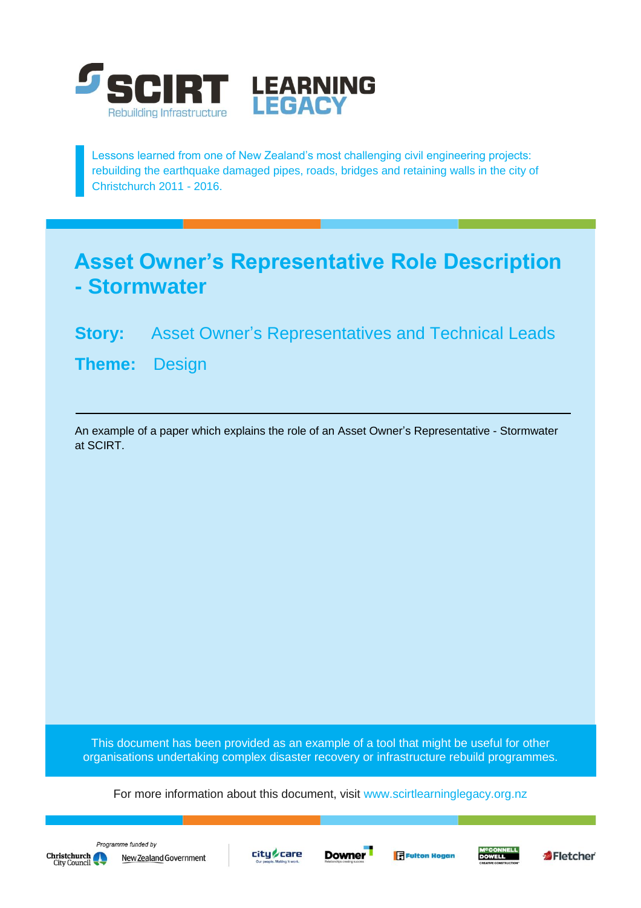SCIRT Rebuilding Infrastructure LEARNING LEGACY

Lessons learned from one of New Zealand's most challenging civil engineering projects: rebuilding the earthquake damaged pipes, roads, bridges and retaining walls in the city of Christchurch 2011 - 2016.

# Asset Owner's Representative Role Description - Stormwater

**Story:** Asset Owner's Representatives and Technical Leads

**Theme:** Design

---

An example of a paper which explains the role of an Asset Owner's Representative - Stormwater at SCIRT.

This document has been provided as an example of a tool that might be useful for other organisations undertaking complex disaster recovery or infrastructure rebuild programmes.

For more information about this document, visit www.scirtlearninglegacy.org.nz

*Programme funded by* Christchurch City Council, New Zealand Government

City Care, Downer, Fulton Hogan, McConnell Dowell, Fletcher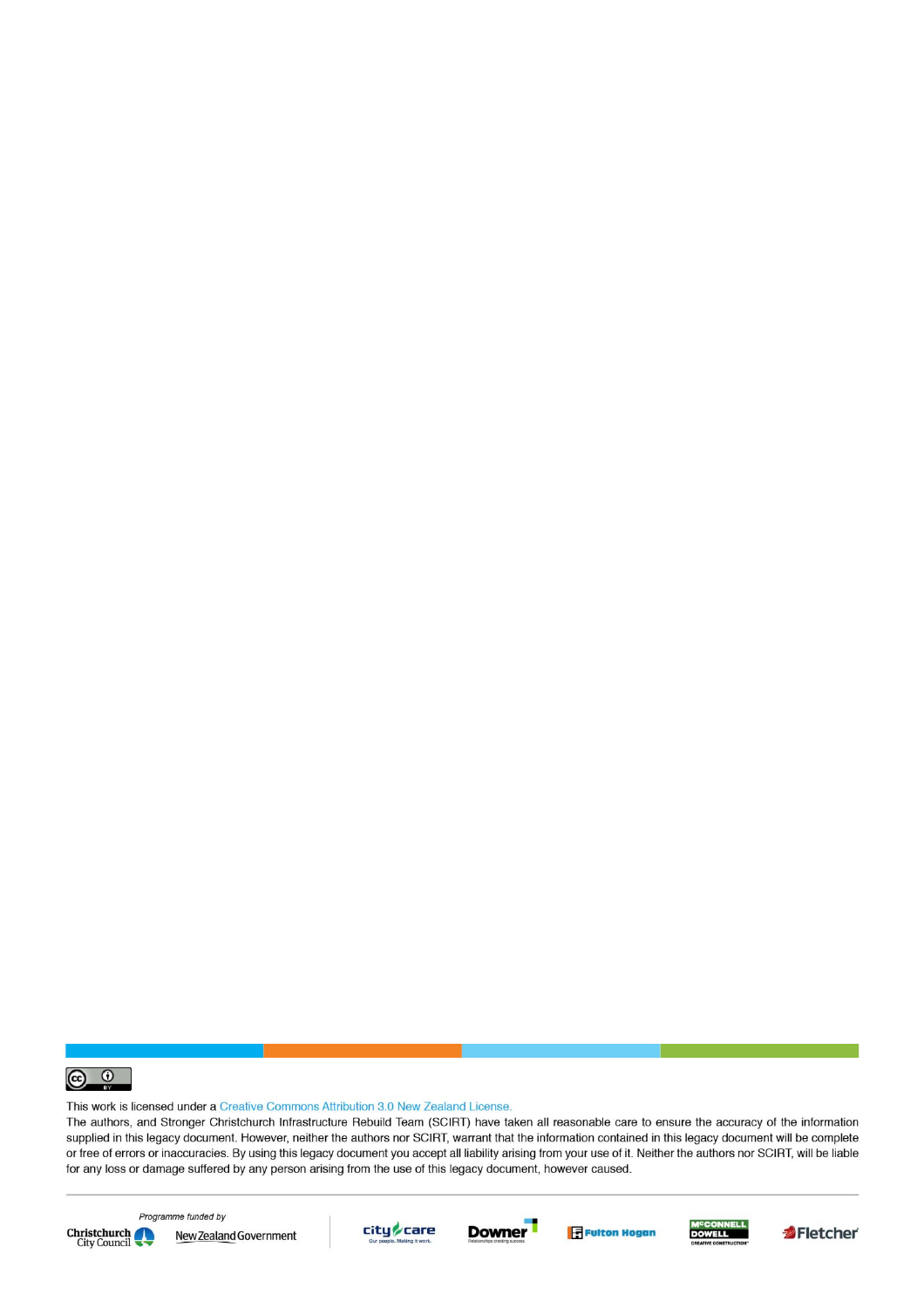This work is licensed under a Creative Commons Attribution 3.0 New Zealand License.

The authors, and Stronger Christchurch Infrastructure Rebuild Team (SCIRT) have taken all reasonable care to ensure the accuracy of the information supplied in this legacy document. However, neither the authors nor SCIRT, warrant that the information contained in this legacy document will be complete or free of errors or inaccuracies. By using this legacy document you accept all liability arising from your use of it. Neither the authors nor SCIRT, will be liable for any loss or damage suffered by any person arising from the use of this legacy document, however caused.

*Programme funded by*

Christchurch City Council | New Zealand Government | city care | Downer | Fulton Hogan | McConnell Dowell | Fletcher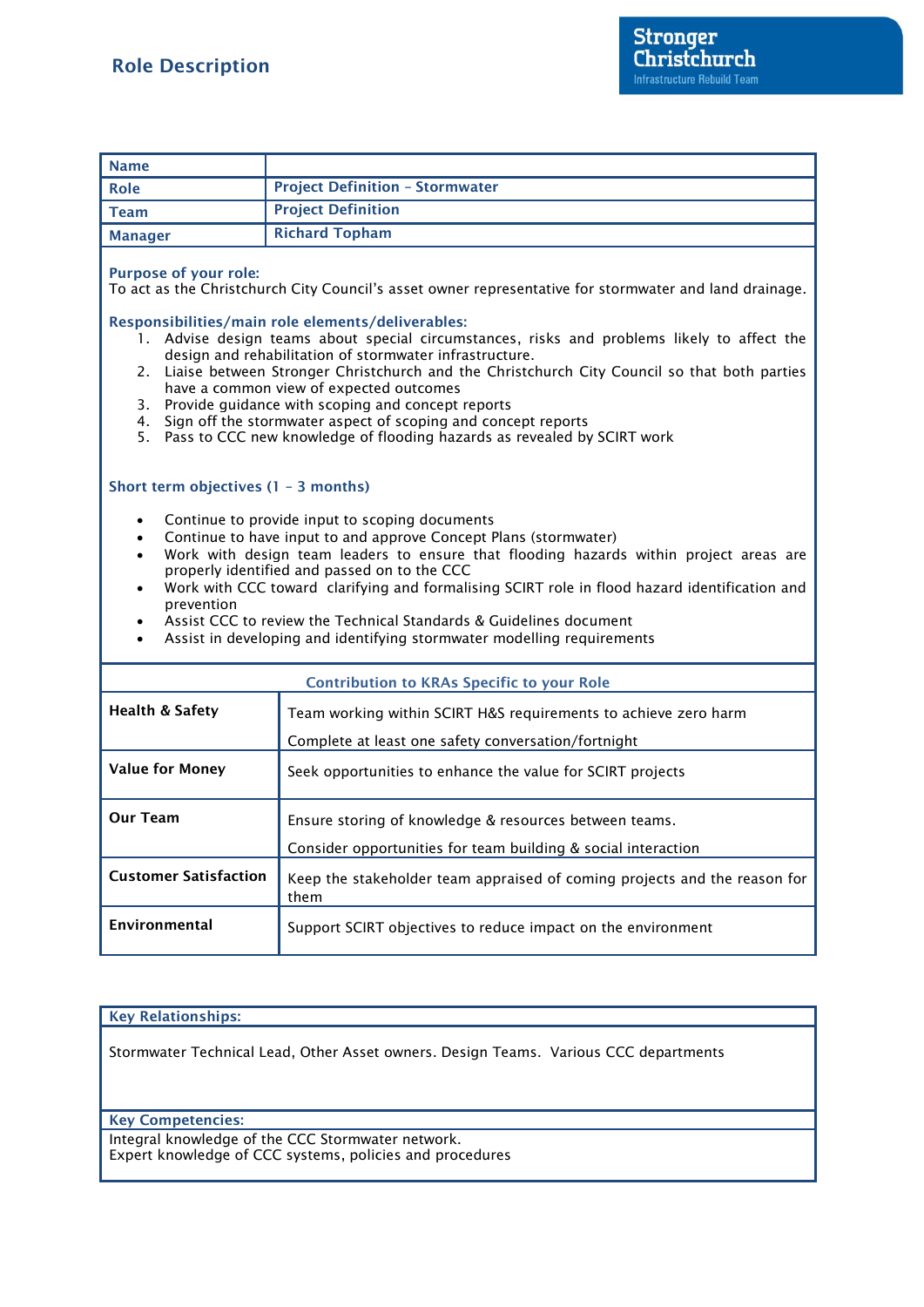# Role Description

Stronger Christchurch
Infrastructure Rebuild Team

| Name | |
|---|---|
| Role | **Project Definition – Stormwater** |
| Team | **Project Definition** |
| Manager | **Richard Topham** |

**Purpose of your role:**
To act as the Christchurch City Council's asset owner representative for stormwater and land drainage.

**Responsibilities/main role elements/deliverables:**

1. Advise design teams about special circumstances, risks and problems likely to affect the design and rehabilitation of stormwater infrastructure.
2. Liaise between Stronger Christchurch and the Christchurch City Council so that both parties have a common view of expected outcomes
3. Provide guidance with scoping and concept reports
4. Sign off the stormwater aspect of scoping and concept reports
5. Pass to CCC new knowledge of flooding hazards as revealed by SCIRT work

**Short term objectives (1 – 3 months)**

- Continue to provide input to scoping documents
- Continue to have input to and approve Concept Plans (stormwater)
- Work with design team leaders to ensure that flooding hazards within project areas are properly identified and passed on to the CCC
- Work with CCC toward clarifying and formalising SCIRT role in flood hazard identification and prevention
- Assist CCC to review the Technical Standards & Guidelines document
- Assist in developing and identifying stormwater modelling requirements

| Contribution to KRAs Specific to your Role | |
|---|---|
| **Health & Safety** | Team working within SCIRT H&S requirements to achieve zero harm<br>Complete at least one safety conversation/fortnight |
| **Value for Money** | Seek opportunities to enhance the value for SCIRT projects |
| **Our Team** | Ensure storing of knowledge & resources between teams.<br>Consider opportunities for team building & social interaction |
| **Customer Satisfaction** | Keep the stakeholder team appraised of coming projects and the reason for them |
| **Environmental** | Support SCIRT objectives to reduce impact on the environment |

**Key Relationships:**

Stormwater Technical Lead, Other Asset owners. Design Teams. Various CCC departments

**Key Competencies:**

Integral knowledge of the CCC Stormwater network.
Expert knowledge of CCC systems, policies and procedures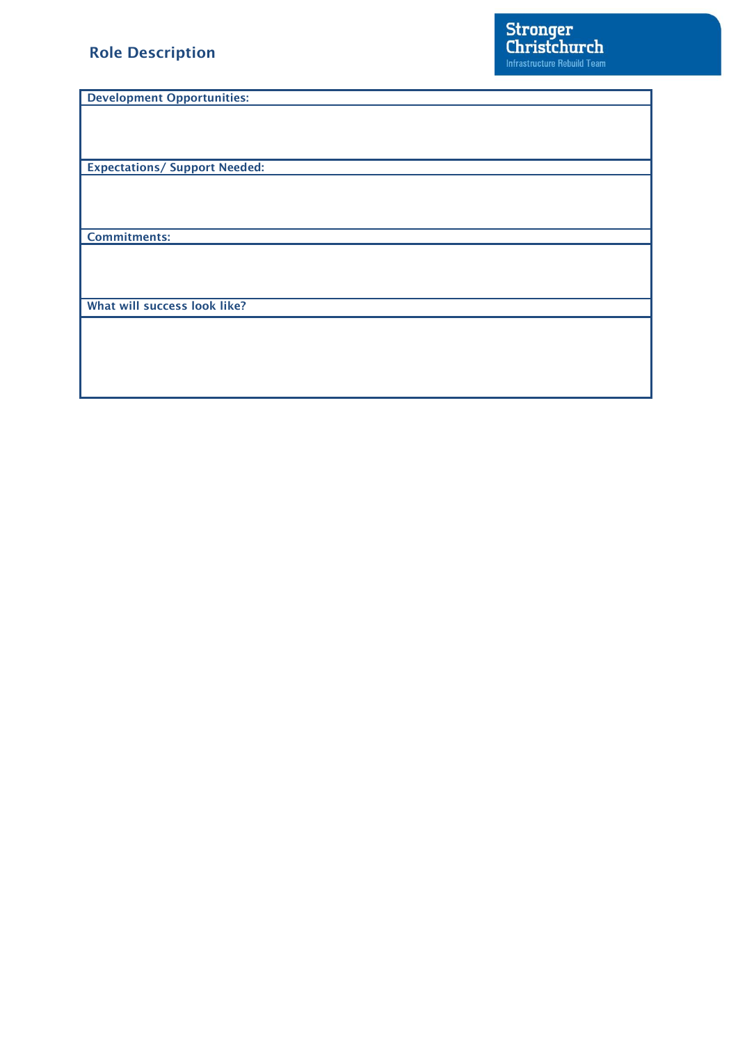## Role Description

**Stronger Christchurch**
Infrastructure Rebuild Team

| **Development Opportunities:** |
|---|
| |
| **Expectations/ Support Needed:** |
| |
| **Commitments:** |
| |
| **What will success look like?** |
| |